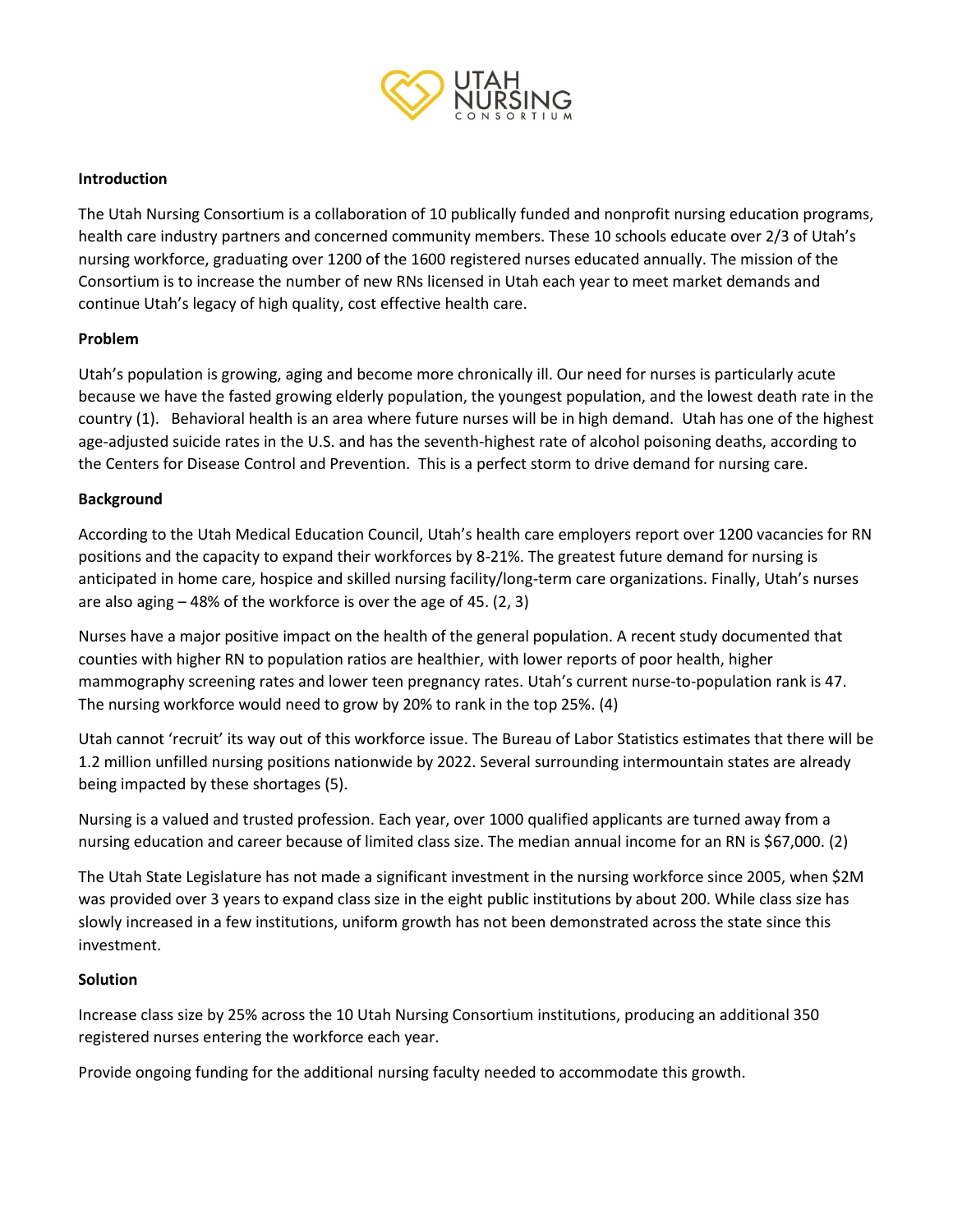UTAH NURSING CONSORTIUM

**Introduction**

The Utah Nursing Consortium is a collaboration of 10 publically funded and nonprofit nursing education programs, health care industry partners and concerned community members. These 10 schools educate over 2/3 of Utah's nursing workforce, graduating over 1200 of the 1600 registered nurses educated annually. The mission of the Consortium is to increase the number of new RNs licensed in Utah each year to meet market demands and continue Utah's legacy of high quality, cost effective health care.

**Problem**

Utah's population is growing, aging and become more chronically ill. Our need for nurses is particularly acute because we have the fasted growing elderly population, the youngest population, and the lowest death rate in the country (1). Behavioral health is an area where future nurses will be in high demand. Utah has one of the highest age-adjusted suicide rates in the U.S. and has the seventh-highest rate of alcohol poisoning deaths, according to the Centers for Disease Control and Prevention. This is a perfect storm to drive demand for nursing care.

**Background**

According to the Utah Medical Education Council, Utah's health care employers report over 1200 vacancies for RN positions and the capacity to expand their workforces by 8-21%. The greatest future demand for nursing is anticipated in home care, hospice and skilled nursing facility/long-term care organizations. Finally, Utah's nurses are also aging – 48% of the workforce is over the age of 45. (2, 3)

Nurses have a major positive impact on the health of the general population. A recent study documented that counties with higher RN to population ratios are healthier, with lower reports of poor health, higher mammography screening rates and lower teen pregnancy rates. Utah's current nurse-to-population rank is 47. The nursing workforce would need to grow by 20% to rank in the top 25%. (4)

Utah cannot 'recruit' its way out of this workforce issue. The Bureau of Labor Statistics estimates that there will be 1.2 million unfilled nursing positions nationwide by 2022. Several surrounding intermountain states are already being impacted by these shortages (5).

Nursing is a valued and trusted profession. Each year, over 1000 qualified applicants are turned away from a nursing education and career because of limited class size. The median annual income for an RN is $67,000. (2)

The Utah State Legislature has not made a significant investment in the nursing workforce since 2005, when $2M was provided over 3 years to expand class size in the eight public institutions by about 200. While class size has slowly increased in a few institutions, uniform growth has not been demonstrated across the state since this investment.

**Solution**

Increase class size by 25% across the 10 Utah Nursing Consortium institutions, producing an additional 350 registered nurses entering the workforce each year.

Provide ongoing funding for the additional nursing faculty needed to accommodate this growth.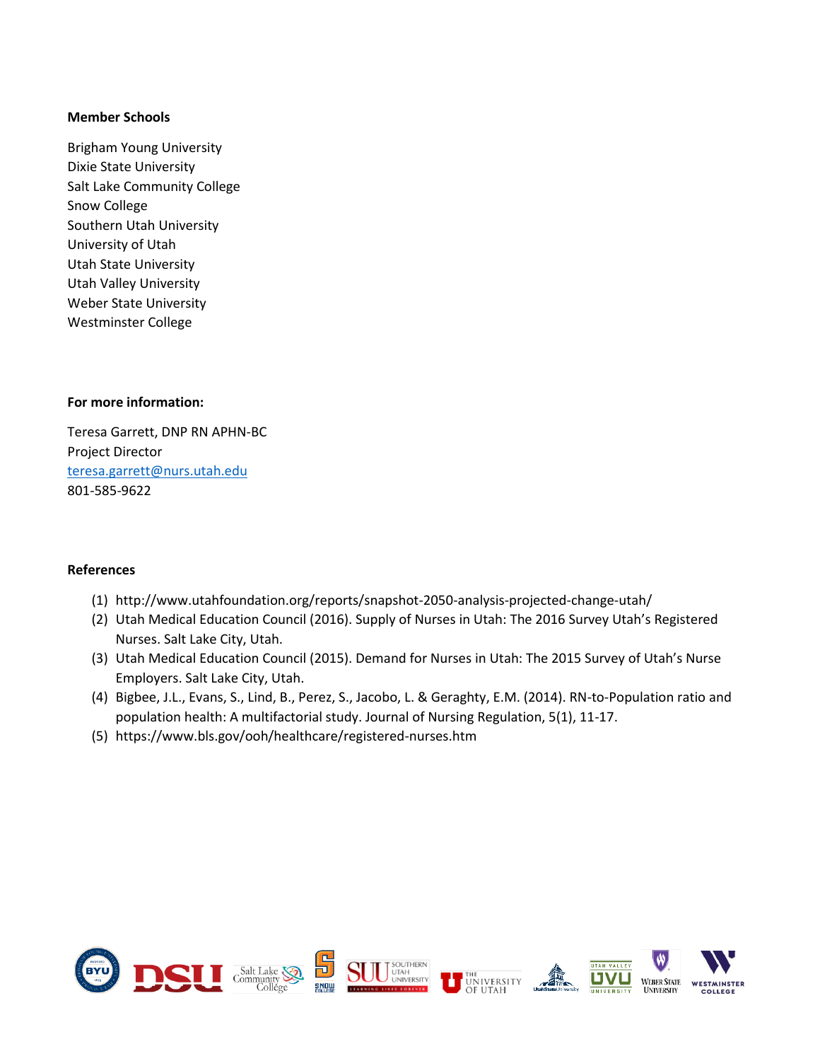**Member Schools**

Brigham Young University
Dixie State University
Salt Lake Community College
Snow College
Southern Utah University
University of Utah
Utah State University
Utah Valley University
Weber State University
Westminster College

**For more information:**

Teresa Garrett, DNP RN APHN-BC
Project Director
teresa.garrett@nurs.utah.edu
801-585-9622

**References**

1. http://www.utahfoundation.org/reports/snapshot-2050-analysis-projected-change-utah/
2. Utah Medical Education Council (2016). Supply of Nurses in Utah: The 2016 Survey Utah's Registered Nurses. Salt Lake City, Utah.
3. Utah Medical Education Council (2015). Demand for Nurses in Utah: The 2015 Survey of Utah's Nurse Employers. Salt Lake City, Utah.
4. Bigbee, J.L., Evans, S., Lind, B., Perez, S., Jacobo, L. & Geraghty, E.M. (2014). RN-to-Population ratio and population health: A multifactorial study. Journal of Nursing Regulation, 5(1), 11-17.
5. https://www.bls.gov/ooh/healthcare/registered-nurses.htm